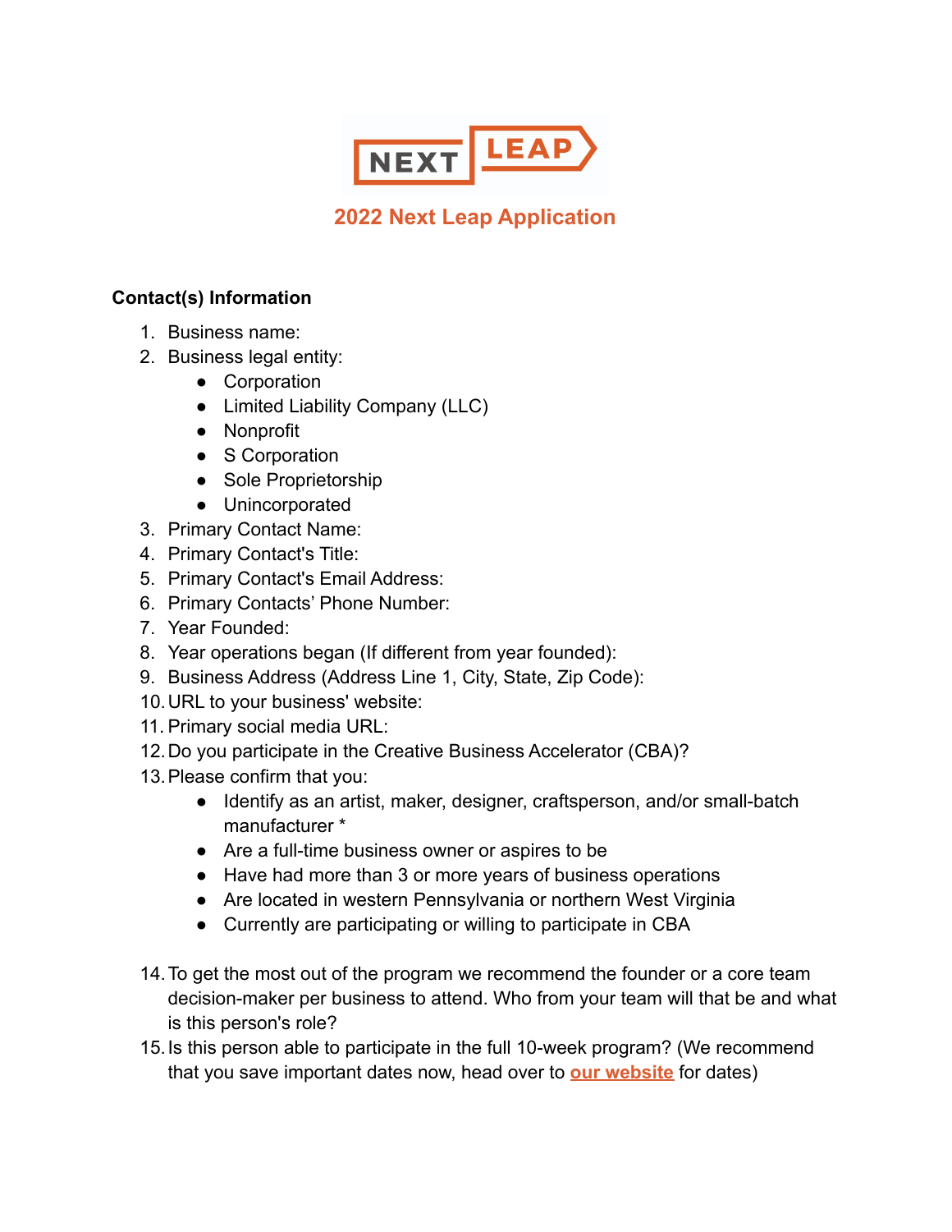NEXT LEAP

## 2022 Next Leap Application

**Contact(s) Information**

1. Business name:
2. Business legal entity:
   - Corporation
   - Limited Liability Company (LLC)
   - Nonprofit
   - S Corporation
   - Sole Proprietorship
   - Unincorporated
3. Primary Contact Name:
4. Primary Contact's Title:
5. Primary Contact's Email Address:
6. Primary Contacts' Phone Number:
7. Year Founded:
8. Year operations began (If different from year founded):
9. Business Address (Address Line 1, City, State, Zip Code):
10. URL to your business' website:
11. Primary social media URL:
12. Do you participate in the Creative Business Accelerator (CBA)?
13. Please confirm that you:
    - Identify as an artist, maker, designer, craftsperson, and/or small-batch manufacturer *
    - Are a full-time business owner or aspires to be
    - Have had more than 3 or more years of business operations
    - Are located in western Pennsylvania or northern West Virginia
    - Currently are participating or willing to participate in CBA
14. To get the most out of the program we recommend the founder or a core team decision-maker per business to attend. Who from your team will that be and what is this person's role?
15. Is this person able to participate in the full 10-week program? (We recommend that you save important dates now, head over to **our website** for dates)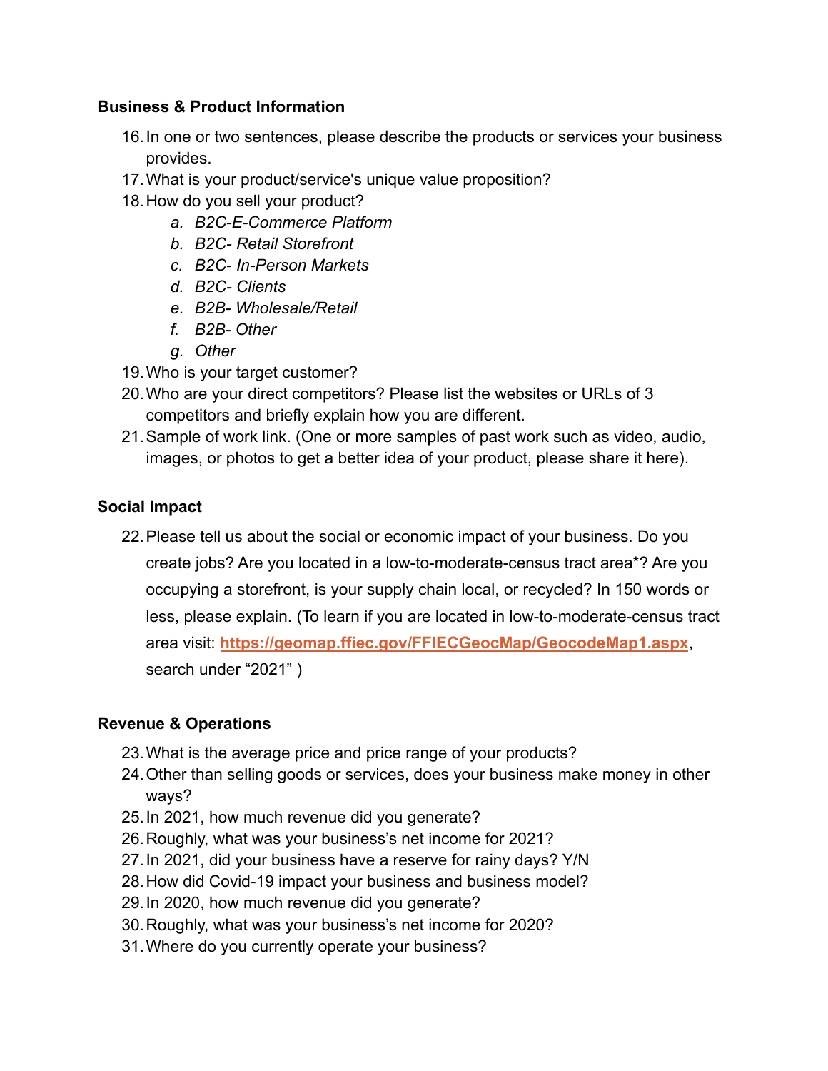**Business & Product Information**

16. In one or two sentences, please describe the products or services your business provides.
17. What is your product/service's unique value proposition?
18. How do you sell your product?
    a. *B2C-E-Commerce Platform*
    b. *B2C- Retail Storefront*
    c. *B2C- In-Person Markets*
    d. *B2C- Clients*
    e. *B2B- Wholesale/Retail*
    f. *B2B- Other*
    g. *Other*
19. Who is your target customer?
20. Who are your direct competitors? Please list the websites or URLs of 3 competitors and briefly explain how you are different.
21. Sample of work link. (One or more samples of past work such as video, audio, images, or photos to get a better idea of your product, please share it here).

**Social Impact**

22. Please tell us about the social or economic impact of your business. Do you create jobs? Are you located in a low-to-moderate-census tract area*? Are you occupying a storefront, is your supply chain local, or recycled? In 150 words or less, please explain. (To learn if you are located in low-to-moderate-census tract area visit: **https://geomap.ffiec.gov/FFIECGeocMap/GeocodeMap1.aspx**, search under "2021" )

**Revenue & Operations**

23. What is the average price and price range of your products?
24. Other than selling goods or services, does your business make money in other ways?
25. In 2021, how much revenue did you generate?
26. Roughly, what was your business's net income for 2021?
27. In 2021, did your business have a reserve for rainy days? Y/N
28. How did Covid-19 impact your business and business model?
29. In 2020, how much revenue did you generate?
30. Roughly, what was your business's net income for 2020?
31. Where do you currently operate your business?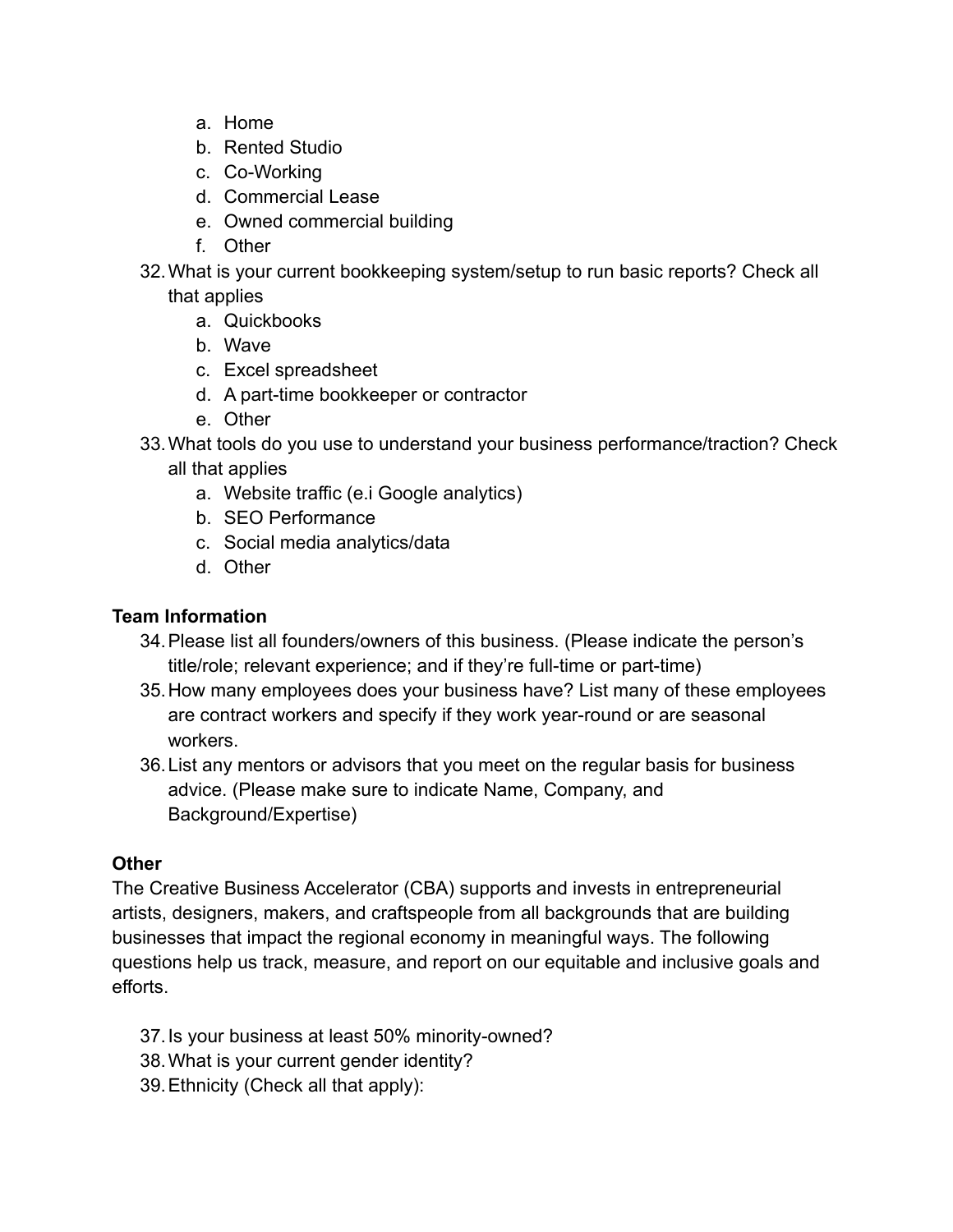a. Home
   b. Rented Studio
   c. Co-Working
   d. Commercial Lease
   e. Owned commercial building
   f. Other

32. What is your current bookkeeping system/setup to run basic reports? Check all that applies
    a. Quickbooks
    b. Wave
    c. Excel spreadsheet
    d. A part-time bookkeeper or contractor
    e. Other
33. What tools do you use to understand your business performance/traction? Check all that applies
    a. Website traffic (e.i Google analytics)
    b. SEO Performance
    c. Social media analytics/data
    d. Other

**Team Information**

34. Please list all founders/owners of this business. (Please indicate the person's title/role; relevant experience; and if they're full-time or part-time)
35. How many employees does your business have? List many of these employees are contract workers and specify if they work year-round or are seasonal workers.
36. List any mentors or advisors that you meet on the regular basis for business advice. (Please make sure to indicate Name, Company, and Background/Expertise)

**Other**

The Creative Business Accelerator (CBA) supports and invests in entrepreneurial artists, designers, makers, and craftspeople from all backgrounds that are building businesses that impact the regional economy in meaningful ways. The following questions help us track, measure, and report on our equitable and inclusive goals and efforts.

37. Is your business at least 50% minority-owned?
38. What is your current gender identity?
39. Ethnicity (Check all that apply):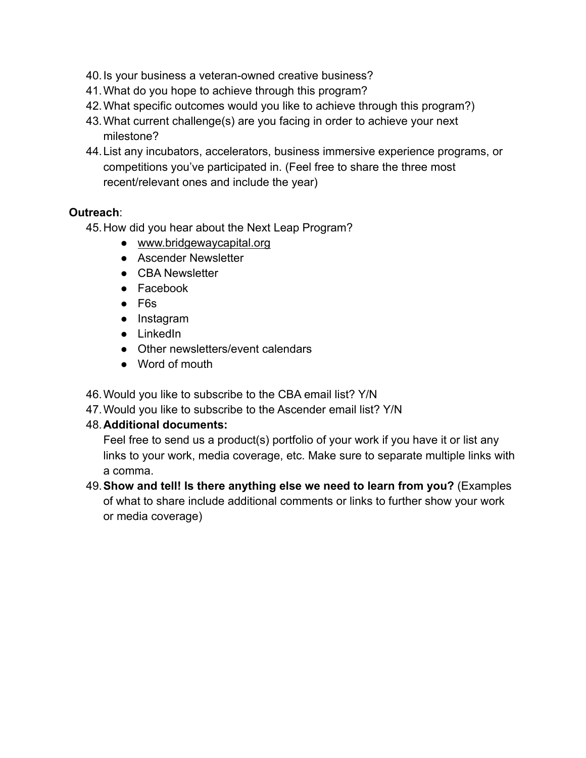40. Is your business a veteran-owned creative business?
41. What do you hope to achieve through this program?
42. What specific outcomes would you like to achieve through this program?)
43. What current challenge(s) are you facing in order to achieve your next milestone?
44. List any incubators, accelerators, business immersive experience programs, or competitions you've participated in. (Feel free to share the three most recent/relevant ones and include the year)

**Outreach**:

45. How did you hear about the Next Leap Program?
    - www.bridgewaycapital.org
    - Ascender Newsletter
    - CBA Newsletter
    - Facebook
    - F6s
    - Instagram
    - LinkedIn
    - Other newsletters/event calendars
    - Word of mouth
46. Would you like to subscribe to the CBA email list? Y/N
47. Would you like to subscribe to the Ascender email list? Y/N
48. **Additional documents:**
    Feel free to send us a product(s) portfolio of your work if you have it or list any links to your work, media coverage, etc. Make sure to separate multiple links with a comma.
49. **Show and tell! Is there anything else we need to learn from you?** (Examples of what to share include additional comments or links to further show your work or media coverage)